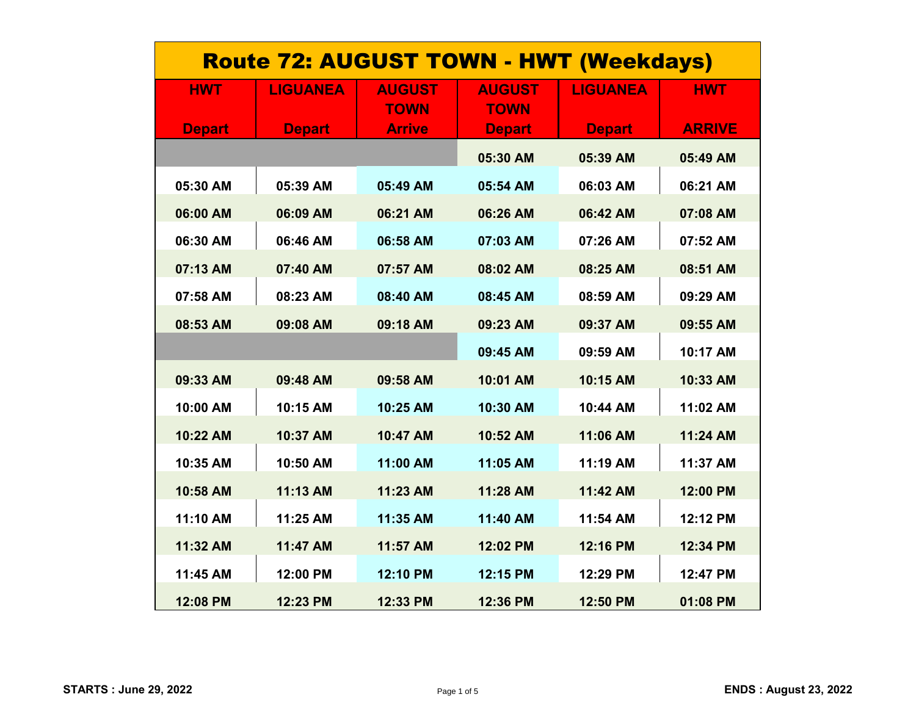# Route 72: AUGUST TOWN - HWT (Weekdays)

| HWT Depart | LIGUANEA Depart | AUGUST TOWN Arrive | AUGUST TOWN Depart | LIGUANEA Depart | HWT ARRIVE |
|---|---|---|---|---|---|
| | | | 05:30 AM | 05:39 AM | 05:49 AM |
| 05:30 AM | 05:39 AM | 05:49 AM | 05:54 AM | 06:03 AM | 06:21 AM |
| 06:00 AM | 06:09 AM | 06:21 AM | 06:26 AM | 06:42 AM | 07:08 AM |
| 06:30 AM | 06:46 AM | 06:58 AM | 07:03 AM | 07:26 AM | 07:52 AM |
| 07:13 AM | 07:40 AM | 07:57 AM | 08:02 AM | 08:25 AM | 08:51 AM |
| 07:58 AM | 08:23 AM | 08:40 AM | 08:45 AM | 08:59 AM | 09:29 AM |
| 08:53 AM | 09:08 AM | 09:18 AM | 09:23 AM | 09:37 AM | 09:55 AM |
| | | | 09:45 AM | 09:59 AM | 10:17 AM |
| 09:33 AM | 09:48 AM | 09:58 AM | 10:01 AM | 10:15 AM | 10:33 AM |
| 10:00 AM | 10:15 AM | 10:25 AM | 10:30 AM | 10:44 AM | 11:02 AM |
| 10:22 AM | 10:37 AM | 10:47 AM | 10:52 AM | 11:06 AM | 11:24 AM |
| 10:35 AM | 10:50 AM | 11:00 AM | 11:05 AM | 11:19 AM | 11:37 AM |
| 10:58 AM | 11:13 AM | 11:23 AM | 11:28 AM | 11:42 AM | 12:00 PM |
| 11:10 AM | 11:25 AM | 11:35 AM | 11:40 AM | 11:54 AM | 12:12 PM |
| 11:32 AM | 11:47 AM | 11:57 AM | 12:02 PM | 12:16 PM | 12:34 PM |
| 11:45 AM | 12:00 PM | 12:10 PM | 12:15 PM | 12:29 PM | 12:47 PM |
| 12:08 PM | 12:23 PM | 12:33 PM | 12:36 PM | 12:50 PM | 01:08 PM |

**STARTS : June 29, 2022**

**ENDS : August 23, 2022**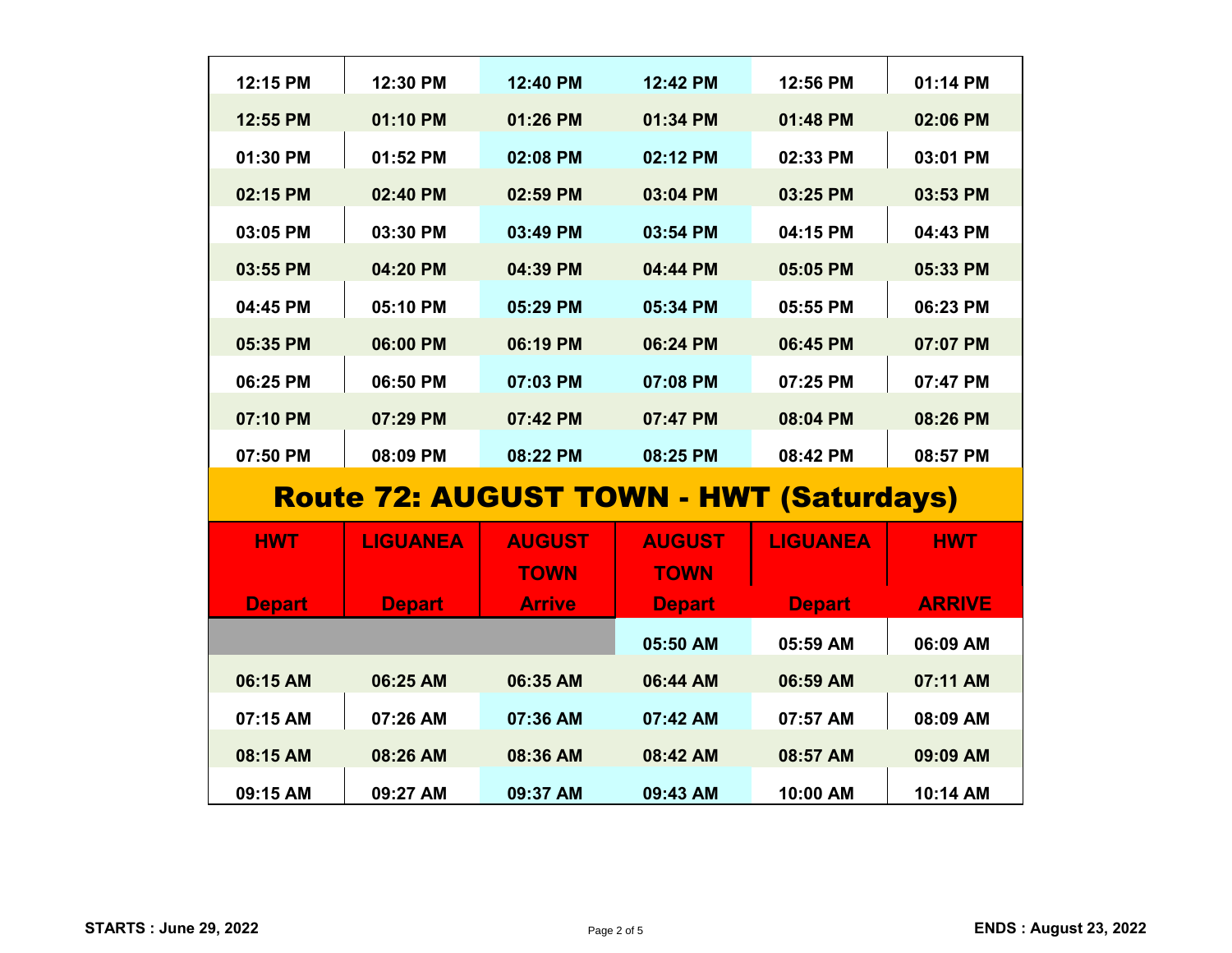| | | | | | |
|---|---|---|---|---|---|
| 12:15 PM | 12:30 PM | 12:40 PM | 12:42 PM | 12:56 PM | 01:14 PM |
| 12:55 PM | 01:10 PM | 01:26 PM | 01:34 PM | 01:48 PM | 02:06 PM |
| 01:30 PM | 01:52 PM | 02:08 PM | 02:12 PM | 02:33 PM | 03:01 PM |
| 02:15 PM | 02:40 PM | 02:59 PM | 03:04 PM | 03:25 PM | 03:53 PM |
| 03:05 PM | 03:30 PM | 03:49 PM | 03:54 PM | 04:15 PM | 04:43 PM |
| 03:55 PM | 04:20 PM | 04:39 PM | 04:44 PM | 05:05 PM | 05:33 PM |
| 04:45 PM | 05:10 PM | 05:29 PM | 05:34 PM | 05:55 PM | 06:23 PM |
| 05:35 PM | 06:00 PM | 06:19 PM | 06:24 PM | 06:45 PM | 07:07 PM |
| 06:25 PM | 06:50 PM | 07:03 PM | 07:08 PM | 07:25 PM | 07:47 PM |
| 07:10 PM | 07:29 PM | 07:42 PM | 07:47 PM | 08:04 PM | 08:26 PM |
| 07:50 PM | 08:09 PM | 08:22 PM | 08:25 PM | 08:42 PM | 08:57 PM |

## Route 72: AUGUST TOWN - HWT (Saturdays)

| HWT Depart | LIGUANEA Depart | AUGUST TOWN Arrive | AUGUST TOWN Depart | LIGUANEA Depart | HWT ARRIVE |
|---|---|---|---|---|---|
| | | | 05:50 AM | 05:59 AM | 06:09 AM |
| 06:15 AM | 06:25 AM | 06:35 AM | 06:44 AM | 06:59 AM | 07:11 AM |
| 07:15 AM | 07:26 AM | 07:36 AM | 07:42 AM | 07:57 AM | 08:09 AM |
| 08:15 AM | 08:26 AM | 08:36 AM | 08:42 AM | 08:57 AM | 09:09 AM |
| 09:15 AM | 09:27 AM | 09:37 AM | 09:43 AM | 10:00 AM | 10:14 AM |

**STARTS : June 29, 2022** **ENDS : August 23, 2022**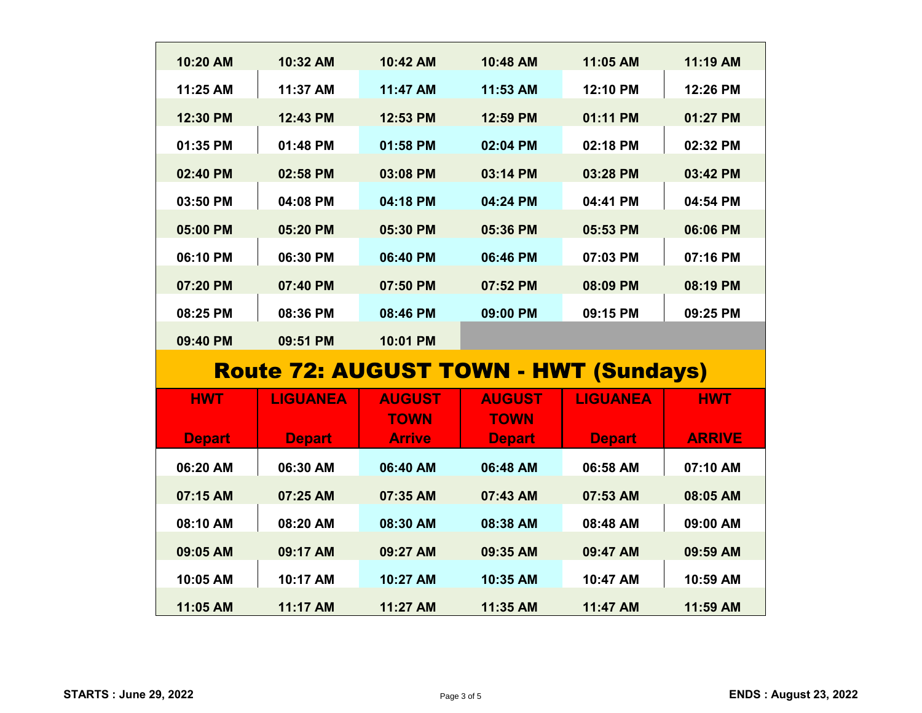| | | | | | |
|---|---|---|---|---|---|
| 10:20 AM | 10:32 AM | 10:42 AM | 10:48 AM | 11:05 AM | 11:19 AM |
| 11:25 AM | 11:37 AM | 11:47 AM | 11:53 AM | 12:10 PM | 12:26 PM |
| 12:30 PM | 12:43 PM | 12:53 PM | 12:59 PM | 01:11 PM | 01:27 PM |
| 01:35 PM | 01:48 PM | 01:58 PM | 02:04 PM | 02:18 PM | 02:32 PM |
| 02:40 PM | 02:58 PM | 03:08 PM | 03:14 PM | 03:28 PM | 03:42 PM |
| 03:50 PM | 04:08 PM | 04:18 PM | 04:24 PM | 04:41 PM | 04:54 PM |
| 05:00 PM | 05:20 PM | 05:30 PM | 05:36 PM | 05:53 PM | 06:06 PM |
| 06:10 PM | 06:30 PM | 06:40 PM | 06:46 PM | 07:03 PM | 07:16 PM |
| 07:20 PM | 07:40 PM | 07:50 PM | 07:52 PM | 08:09 PM | 08:19 PM |
| 08:25 PM | 08:36 PM | 08:46 PM | 09:00 PM | 09:15 PM | 09:25 PM |
| 09:40 PM | 09:51 PM | 10:01 PM | | | |

## Route 72: AUGUST TOWN - HWT (Sundays)

| HWT Depart | LIGUANEA Depart | AUGUST TOWN Arrive | AUGUST TOWN Depart | LIGUANEA Depart | HWT ARRIVE |
|---|---|---|---|---|---|
| 06:20 AM | 06:30 AM | 06:40 AM | 06:48 AM | 06:58 AM | 07:10 AM |
| 07:15 AM | 07:25 AM | 07:35 AM | 07:43 AM | 07:53 AM | 08:05 AM |
| 08:10 AM | 08:20 AM | 08:30 AM | 08:38 AM | 08:48 AM | 09:00 AM |
| 09:05 AM | 09:17 AM | 09:27 AM | 09:35 AM | 09:47 AM | 09:59 AM |
| 10:05 AM | 10:17 AM | 10:27 AM | 10:35 AM | 10:47 AM | 10:59 AM |
| 11:05 AM | 11:17 AM | 11:27 AM | 11:35 AM | 11:47 AM | 11:59 AM |

**STARTS : June 29, 2022** **ENDS : August 23, 2022**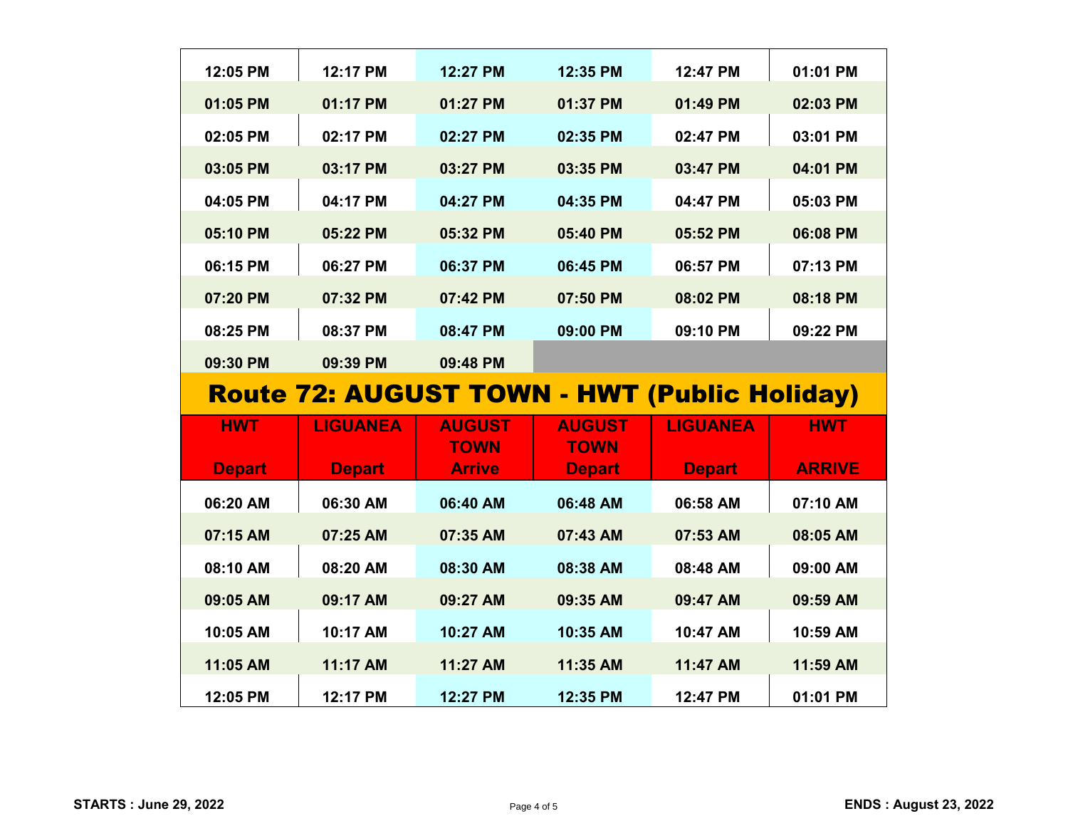| | | | | | |
|---|---|---|---|---|---|
| 12:05 PM | 12:17 PM | 12:27 PM | 12:35 PM | 12:47 PM | 01:01 PM |
| 01:05 PM | 01:17 PM | 01:27 PM | 01:37 PM | 01:49 PM | 02:03 PM |
| 02:05 PM | 02:17 PM | 02:27 PM | 02:35 PM | 02:47 PM | 03:01 PM |
| 03:05 PM | 03:17 PM | 03:27 PM | 03:35 PM | 03:47 PM | 04:01 PM |
| 04:05 PM | 04:17 PM | 04:27 PM | 04:35 PM | 04:47 PM | 05:03 PM |
| 05:10 PM | 05:22 PM | 05:32 PM | 05:40 PM | 05:52 PM | 06:08 PM |
| 06:15 PM | 06:27 PM | 06:37 PM | 06:45 PM | 06:57 PM | 07:13 PM |
| 07:20 PM | 07:32 PM | 07:42 PM | 07:50 PM | 08:02 PM | 08:18 PM |
| 08:25 PM | 08:37 PM | 08:47 PM | 09:00 PM | 09:10 PM | 09:22 PM |
| 09:30 PM | 09:39 PM | 09:48 PM | | | |

## Route 72: AUGUST TOWN - HWT (Public Holiday)

| HWT Depart | LIGUANEA Depart | AUGUST TOWN Arrive | AUGUST TOWN Depart | LIGUANEA Depart | HWT ARRIVE |
|---|---|---|---|---|---|
| 06:20 AM | 06:30 AM | 06:40 AM | 06:48 AM | 06:58 AM | 07:10 AM |
| 07:15 AM | 07:25 AM | 07:35 AM | 07:43 AM | 07:53 AM | 08:05 AM |
| 08:10 AM | 08:20 AM | 08:30 AM | 08:38 AM | 08:48 AM | 09:00 AM |
| 09:05 AM | 09:17 AM | 09:27 AM | 09:35 AM | 09:47 AM | 09:59 AM |
| 10:05 AM | 10:17 AM | 10:27 AM | 10:35 AM | 10:47 AM | 10:59 AM |
| 11:05 AM | 11:17 AM | 11:27 AM | 11:35 AM | 11:47 AM | 11:59 AM |
| 12:05 PM | 12:17 PM | 12:27 PM | 12:35 PM | 12:47 PM | 01:01 PM |

**STARTS : June 29, 2022** **ENDS : August 23, 2022**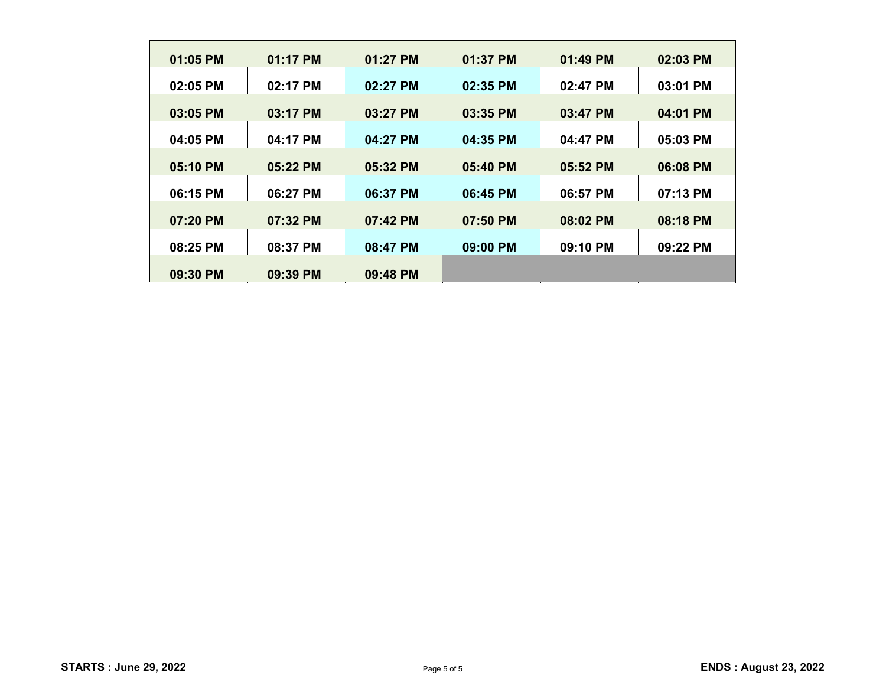| | | | | | |
|---|---|---|---|---|---|
| 01:05 PM | 01:17 PM | 01:27 PM | 01:37 PM | 01:49 PM | 02:03 PM |
| 02:05 PM | 02:17 PM | 02:27 PM | 02:35 PM | 02:47 PM | 03:01 PM |
| 03:05 PM | 03:17 PM | 03:27 PM | 03:35 PM | 03:47 PM | 04:01 PM |
| 04:05 PM | 04:17 PM | 04:27 PM | 04:35 PM | 04:47 PM | 05:03 PM |
| 05:10 PM | 05:22 PM | 05:32 PM | 05:40 PM | 05:52 PM | 06:08 PM |
| 06:15 PM | 06:27 PM | 06:37 PM | 06:45 PM | 06:57 PM | 07:13 PM |
| 07:20 PM | 07:32 PM | 07:42 PM | 07:50 PM | 08:02 PM | 08:18 PM |
| 08:25 PM | 08:37 PM | 08:47 PM | 09:00 PM | 09:10 PM | 09:22 PM |
| 09:30 PM | 09:39 PM | 09:48 PM | | | |

**STARTS : June 29, 2022**

**ENDS : August 23, 2022**